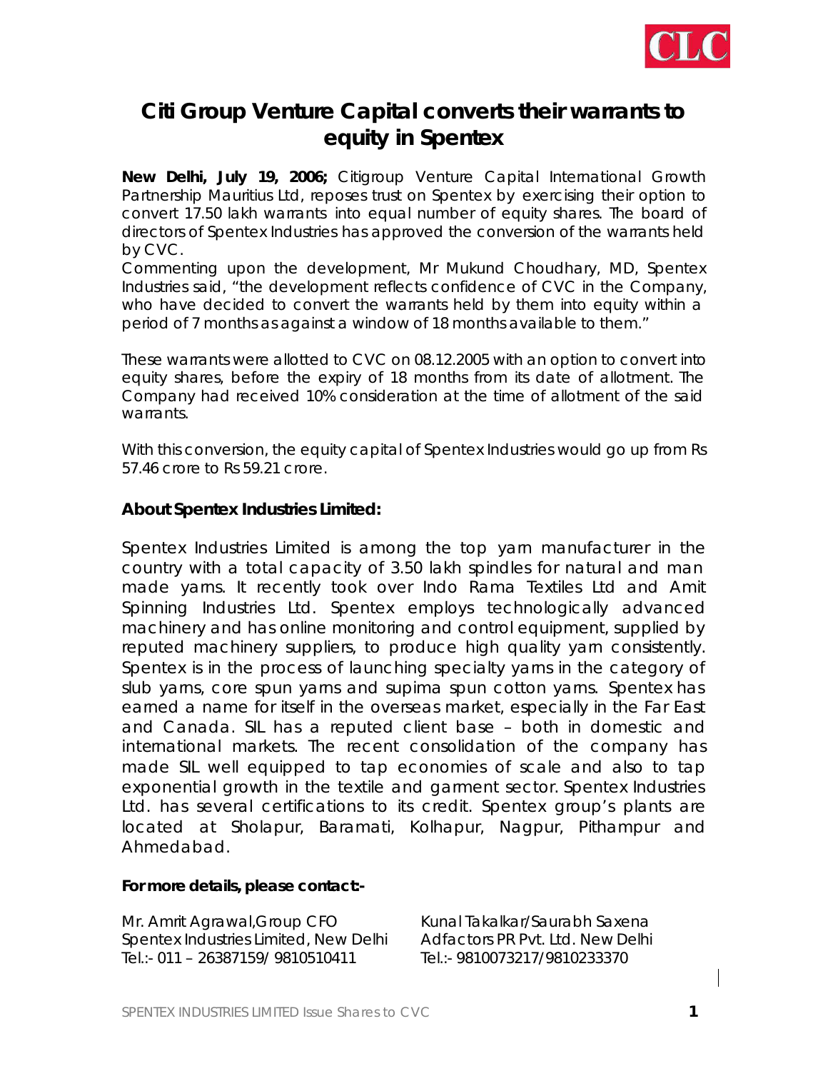# Citi Group Venture Capital converts their warrants to equity in Spentex

**New Delhi, July 19, 2006;** Citigroup Venture Capital International Growth Partnership Mauritius Ltd, reposes trust on Spentex by exercising their option to convert 17.50 lakh warrants into equal number of equity shares. The board of directors of Spentex Industries has approved the conversion of the warrants held by CVC.

Commenting upon the development, Mr Mukund Choudhary, MD, Spentex Industries said, "the development reflects confidence of CVC in the Company, who have decided to convert the warrants held by them into equity within a period of 7 months as against a window of 18 months available to them."

These warrants were allotted to CVC on 08.12.2005 with an option to convert into equity shares, before the expiry of 18 months from its date of allotment. The Company had received 10% consideration at the time of allotment of the said warrants.

With this conversion, the equity capital of Spentex Industries would go up from Rs 57.46 crore to Rs 59.21 crore.

## About Spentex Industries Limited:

Spentex Industries Limited is among the top yarn manufacturer in the country with a total capacity of 3.50 lakh spindles for natural and man made yarns. It recently took over Indo Rama Textiles Ltd and Amit Spinning Industries Ltd. Spentex employs technologically advanced machinery and has online monitoring and control equipment, supplied by reputed machinery suppliers, to produce high quality yarn consistently. Spentex is in the process of launching specialty yarns in the category of slub yarns, core spun yarns and supima spun cotton yarns. Spentex has earned a name for itself in the overseas market, especially in the Far East and Canada. SIL has a reputed client base – both in domestic and international markets. The recent consolidation of the company has made SIL well equipped to tap economies of scale and also to tap exponential growth in the textile and garment sector. Spentex Industries Ltd. has several certifications to its credit. Spentex group's plants are located at Sholapur, Baramati, Kolhapur, Nagpur, Pithampur and Ahmedabad.

**For more details, please contact:-**

Mr. Amrit Agrawal,Group CFO
Spentex Industries Limited, New Delhi
Tel.:- 011 – 26387159/ 9810510411

Kunal Takalkar/Saurabh Saxena
Adfactors PR Pvt. Ltd. New Delhi
Tel.:- 9810073217/9810233370